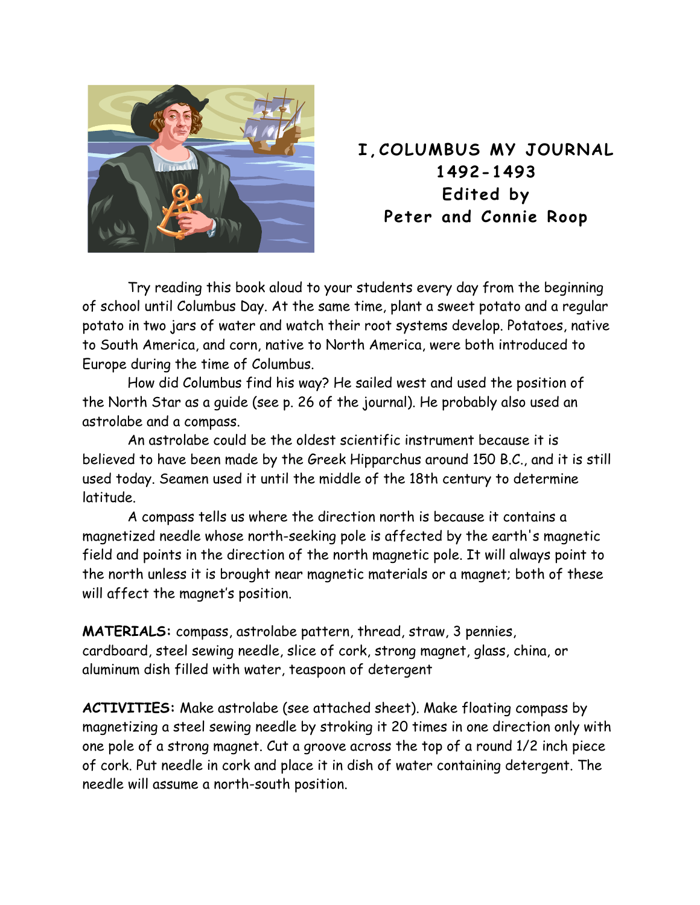# I,COLUMBUS MY JOURNAL 1492-1493
## Edited by Peter and Connie Roop

Try reading this book aloud to your students every day from the beginning of school until Columbus Day. At the same time, plant a sweet potato and a regular potato in two jars of water and watch their root systems develop. Potatoes, native to South America, and corn, native to North America, were both introduced to Europe during the time of Columbus.

How did Columbus find his way? He sailed west and used the position of the North Star as a guide (see p. 26 of the journal). He probably also used an astrolabe and a compass.

An astrolabe could be the oldest scientific instrument because it is believed to have been made by the Greek Hipparchus around 150 B.C., and it is still used today. Seamen used it until the middle of the 18th century to determine latitude.

A compass tells us where the direction north is because it contains a magnetized needle whose north-seeking pole is affected by the earth's magnetic field and points in the direction of the north magnetic pole. It will always point to the north unless it is brought near magnetic materials or a magnet; both of these will affect the magnet's position.

**MATERIALS:** compass, astrolabe pattern, thread, straw, 3 pennies, cardboard, steel sewing needle, slice of cork, strong magnet, glass, china, or aluminum dish filled with water, teaspoon of detergent

**ACTIVITIES:** Make astrolabe (see attached sheet). Make floating compass by magnetizing a steel sewing needle by stroking it 20 times in one direction only with one pole of a strong magnet. Cut a groove across the top of a round 1/2 inch piece of cork. Put needle in cork and place it in dish of water containing detergent. The needle will assume a north-south position.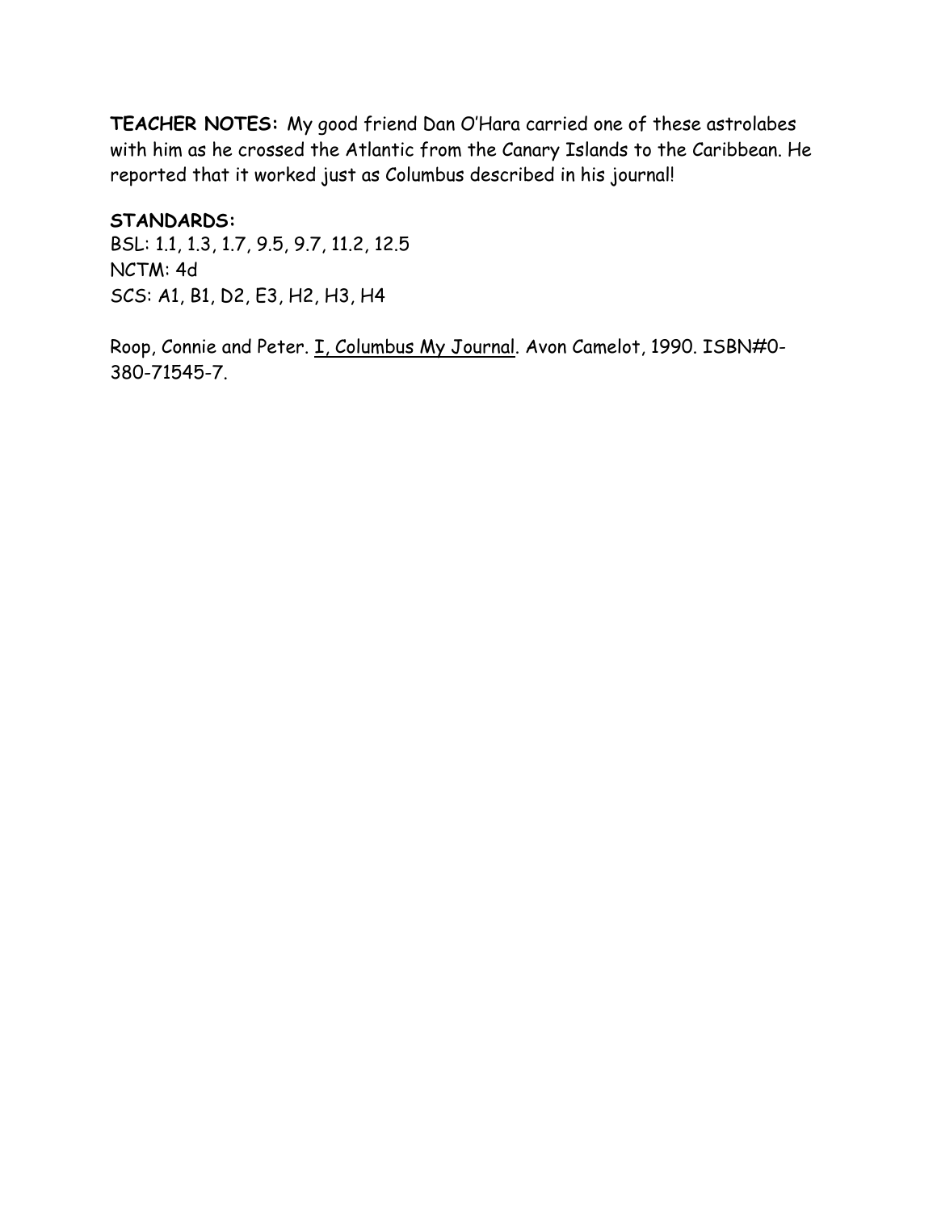**TEACHER NOTES:** My good friend Dan O'Hara carried one of these astrolabes with him as he crossed the Atlantic from the Canary Islands to the Caribbean. He reported that it worked just as Columbus described in his journal!

**STANDARDS:**
BSL: 1.1, 1.3, 1.7, 9.5, 9.7, 11.2, 12.5
NCTM: 4d
SCS: A1, B1, D2, E3, H2, H3, H4

Roop, Connie and Peter. <u>I, Columbus My Journal</u>. Avon Camelot, 1990. ISBN#0-380-71545-7.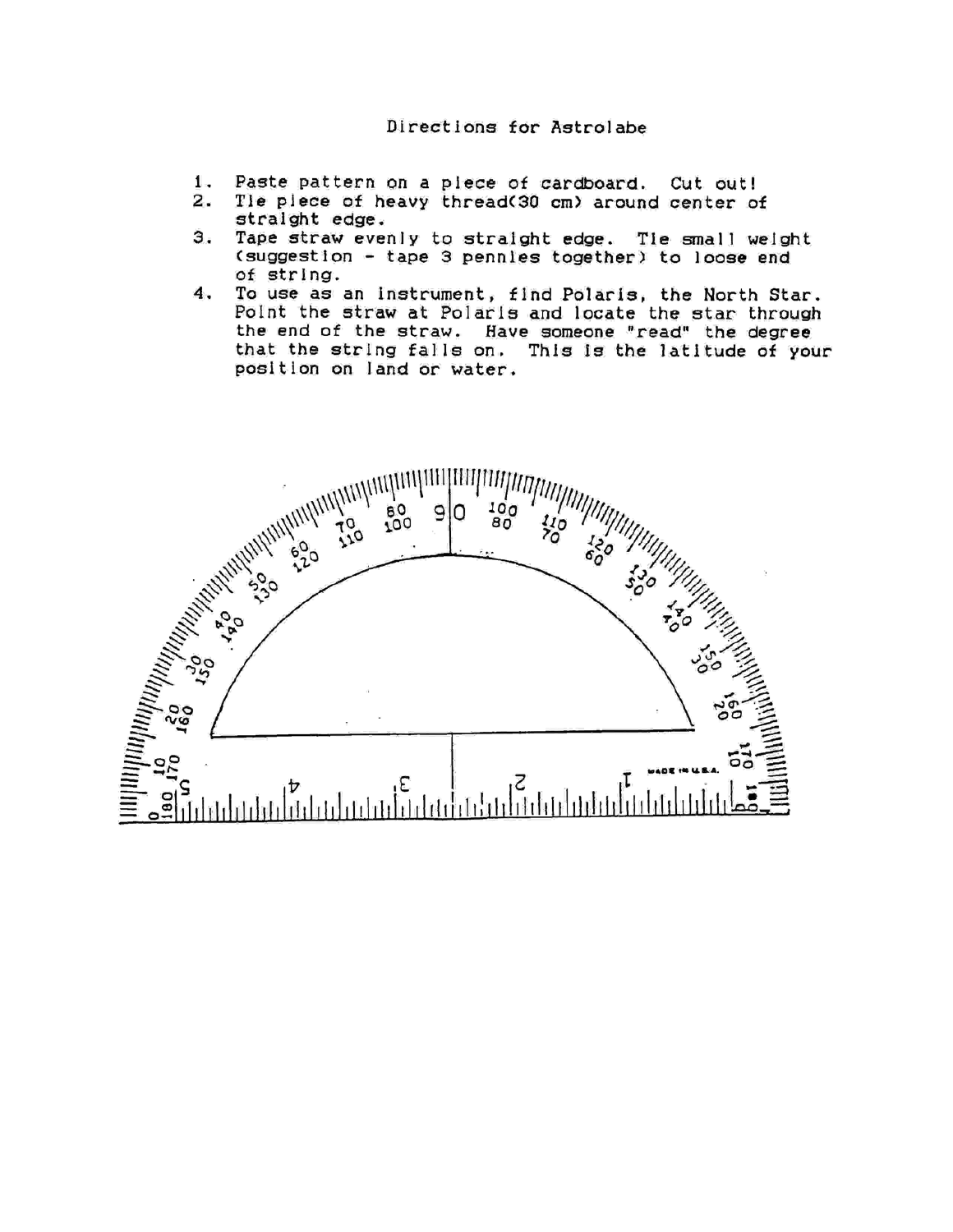# Directions for Astrolabe

1. Paste pattern on a piece of cardboard. Cut out!
2. Tie piece of heavy thread(30 cm) around center of straight edge.
3. Tape straw evenly to straight edge. Tie small weight (suggestion - tape 3 pennies together) to loose end of string.
4. To use as an instrument, find Polaris, the North Star. Point the straw at Polaris and locate the star through the end of the straw. Have someone "read" the degree that the string falls on. This is the latitude of your position on land or water.

0 10 20 30 40 50 60 70 80 90 100 110 120 130 140 150 160 170 180

180 170 160 150 140 130 120 110 100 90 80 70 60 50 40 30 20 10 0

5 4 3 2 1

MADE IN U.S.A.